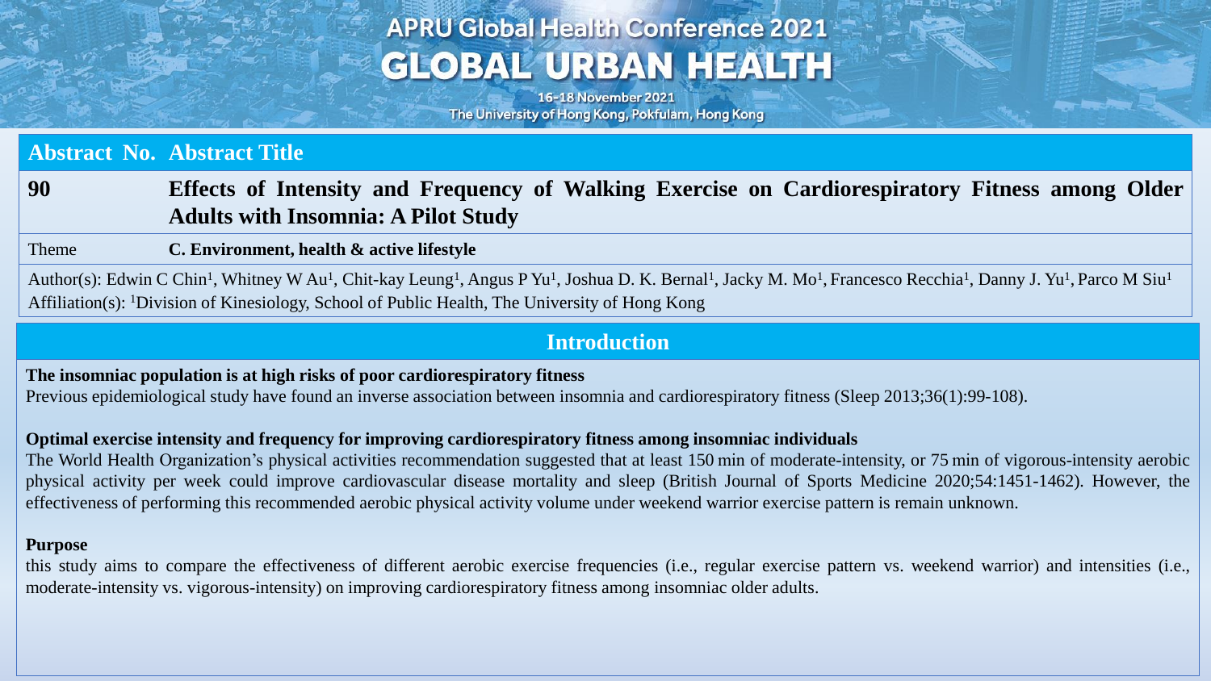# APRU Global Health Conference 2021
## GLOBAL URBAN HEALTH

16-18 November 2021
The University of Hong Kong, Pokfulam, Hong Kong

| Abstract No. | Abstract Title |
|---|---|
| **90** | **Effects of Intensity and Frequency of Walking Exercise on Cardiorespiratory Fitness among Older Adults with Insomnia: A Pilot Study** |
| Theme | **C. Environment, health & active lifestyle** |

Author(s): Edwin C Chin[1], Whitney W Au[1], Chit-kay Leung[1], Angus P Yu[1], Joshua D. K. Bernal[1], Jacky M. Mo[1], Francesco Recchia[1], Danny J. Yu[1], Parco M Siu[1]

Affiliation(s): [1]Division of Kinesiology, School of Public Health, The University of Hong Kong

## Introduction

**The insomniac population is at high risks of poor cardiorespiratory fitness**

Previous epidemiological study have found an inverse association between insomnia and cardiorespiratory fitness (Sleep 2013;36(1):99-108).

**Optimal exercise intensity and frequency for improving cardiorespiratory fitness among insomniac individuals**

The World Health Organization's physical activities recommendation suggested that at least 150 min of moderate-intensity, or 75 min of vigorous-intensity aerobic physical activity per week could improve cardiovascular disease mortality and sleep (British Journal of Sports Medicine 2020;54:1451-1462). However, the effectiveness of performing this recommended aerobic physical activity volume under weekend warrior exercise pattern is remain unknown.

**Purpose**

this study aims to compare the effectiveness of different aerobic exercise frequencies (i.e., regular exercise pattern vs. weekend warrior) and intensities (i.e., moderate-intensity vs. vigorous-intensity) on improving cardiorespiratory fitness among insomniac older adults.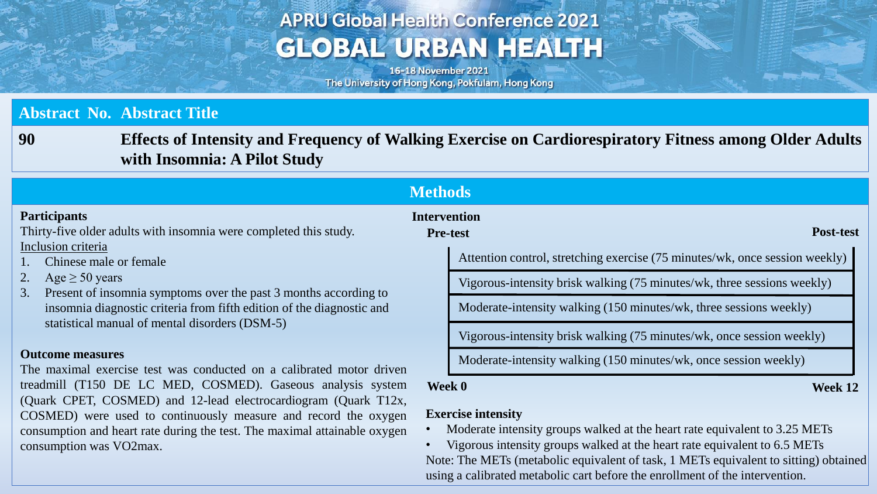## Abstract No. Abstract Title

**90** **Effects of Intensity and Frequency of Walking Exercise on Cardiorespiratory Fitness among Older Adults with Insomnia: A Pilot Study**

## Methods

**Participants**

Thirty-five older adults with insomnia were completed this study.

Inclusion criteria

1. Chinese male or female
2. Age ≥ 50 years
3. Present of insomnia symptoms over the past 3 months according to insomnia diagnostic criteria from fifth edition of the diagnostic and statistical manual of mental disorders (DSM-5)

**Outcome measures**

The maximal exercise test was conducted on a calibrated motor driven treadmill (T150 DE LC MED, COSMED). Gaseous analysis system (Quark CPET, COSMED) and 12-lead electrocardiogram (Quark T12x, COSMED) were used to continuously measure and record the oxygen consumption and heart rate during the test. The maximal attainable oxygen consumption was VO2max.

**Intervention**

**Pre-test** (Week 0) → **Post-test** (Week 12)

- Attention control, stretching exercise (75 minutes/wk, once session weekly)
- Vigorous-intensity brisk walking (75 minutes/wk, three sessions weekly)
- Moderate-intensity walking (150 minutes/wk, three sessions weekly)
- Vigorous-intensity brisk walking (75 minutes/wk, once session weekly)
- Moderate-intensity walking (150 minutes/wk, once session weekly)

**Exercise intensity**

- Moderate intensity groups walked at the heart rate equivalent to 3.25 METs
- Vigorous intensity groups walked at the heart rate equivalent to 6.5 METs

Note: The METs (metabolic equivalent of task, 1 METs equivalent to sitting) obtained using a calibrated metabolic cart before the enrollment of the intervention.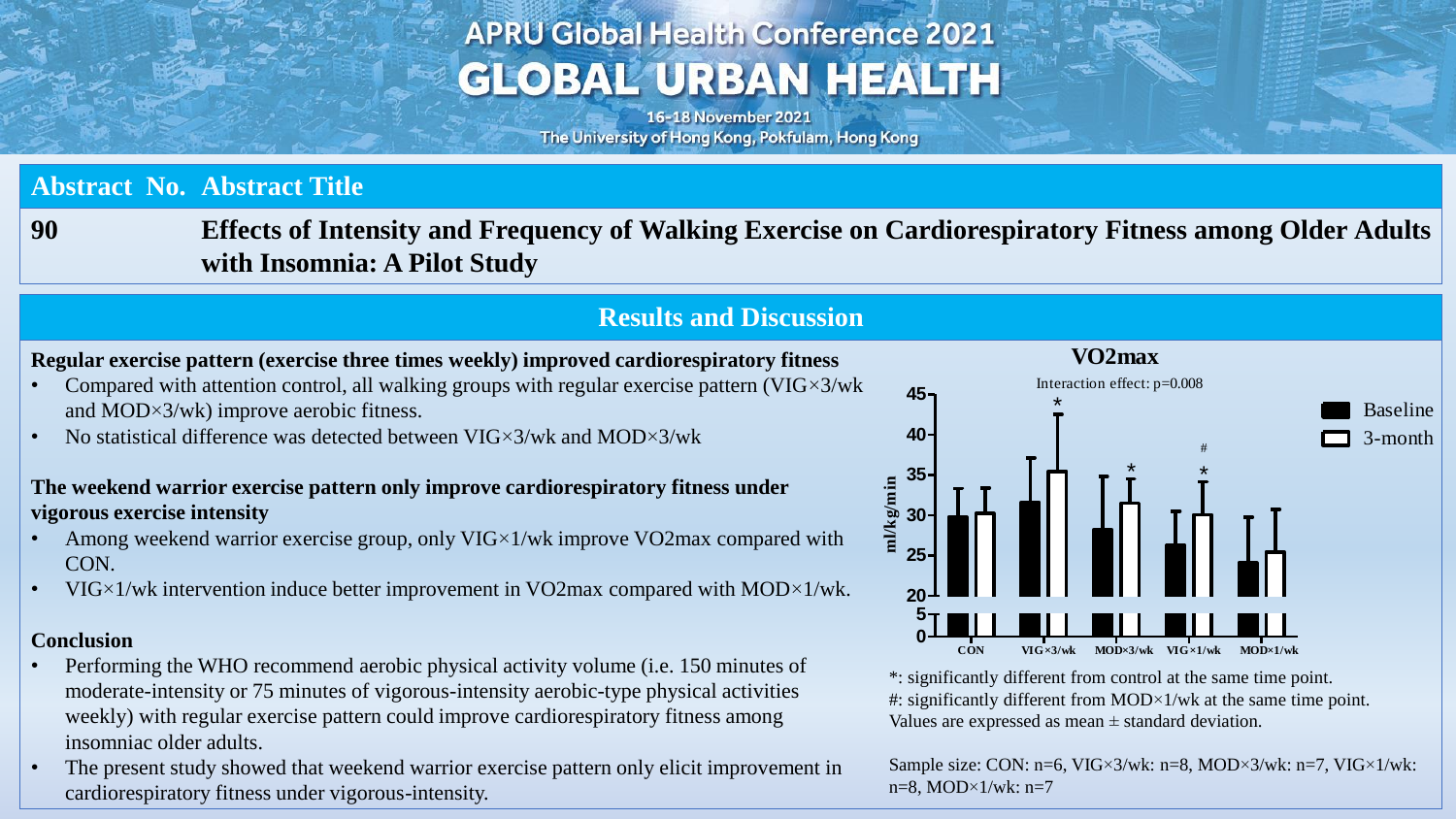# APRU Global Health Conference 2021
# GLOBAL URBAN HEALTH

16-18 November 2021
The University of Hong Kong, Pokfulam, Hong Kong

| Abstract No. | Abstract Title |
|---|---|
| 90 | **Effects of Intensity and Frequency of Walking Exercise on Cardiorespiratory Fitness among Older Adults with Insomnia: A Pilot Study** |

## Results and Discussion

**Regular exercise pattern (exercise three times weekly) improved cardiorespiratory fitness**

- Compared with attention control, all walking groups with regular exercise pattern (VIG×3/wk and MOD×3/wk) improve aerobic fitness.
- No statistical difference was detected between VIG×3/wk and MOD×3/wk

**The weekend warrior exercise pattern only improve cardiorespiratory fitness under vigorous exercise intensity**

- Among weekend warrior exercise group, only VIG×1/wk improve VO2max compared with CON.
- VIG×1/wk intervention induce better improvement in VO2max compared with MOD×1/wk.

**Conclusion**

- Performing the WHO recommend aerobic physical activity volume (i.e. 150 minutes of moderate-intensity or 75 minutes of vigorous-intensity aerobic-type physical activities weekly) with regular exercise pattern could improve cardiorespiratory fitness among insomniac older adults.
- The present study showed that weekend warrior exercise pattern only elicit improvement in cardiorespiratory fitness under vigorous-intensity.

**VO2max**

Interaction effect: p=0.008

ml/kg/min

45
40
35
30
25
20
5
0

CON
VIG×3/wk
MOD×3/wk
VIG×1/wk
MOD×1/wk

Baseline
3-month

*: significantly different from control at the same time point.
#: significantly different from MOD×1/wk at the same time point.
Values are expressed as mean ± standard deviation.

Sample size: CON: n=6, VIG×3/wk: n=8, MOD×3/wk: n=7, VIG×1/wk: n=8, MOD×1/wk: n=7